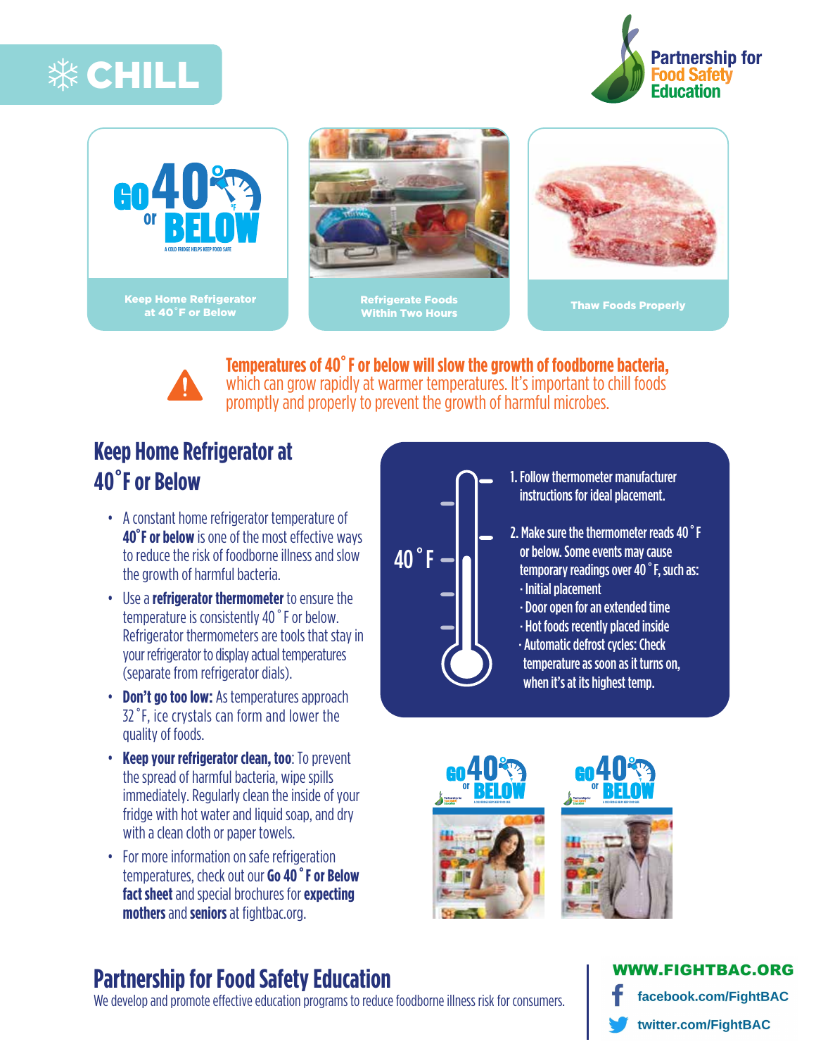# ❄ CHILL

Partnership for Food Safety Education

GO 40° or BELOW
A COLD FRIDGE HELPS KEEP FOOD SAFE

Keep Home Refrigerator at 40˚F or Below

Refrigerate Foods Within Two Hours

Thaw Foods Properly

**Temperatures of 40˚F or below will slow the growth of foodborne bacteria,** which can grow rapidly at warmer temperatures. It's important to chill foods promptly and properly to prevent the growth of harmful microbes.

## Keep Home Refrigerator at 40˚F or Below

- A constant home refrigerator temperature of **40˚F or below** is one of the most effective ways to reduce the risk of foodborne illness and slow the growth of harmful bacteria.
- Use a **refrigerator thermometer** to ensure the temperature is consistently 40˚F or below. Refrigerator thermometers are tools that stay in your refrigerator to display actual temperatures (separate from refrigerator dials).
- **Don't go too low:** As temperatures approach 32˚F, ice crystals can form and lower the quality of foods.
- **Keep your refrigerator clean, too**: To prevent the spread of harmful bacteria, wipe spills immediately. Regularly clean the inside of your fridge with hot water and liquid soap, and dry with a clean cloth or paper towels.
- For more information on safe refrigeration temperatures, check out our **Go 40˚F or Below fact sheet** and special brochures for **expecting mothers** and **seniors** at fightbac.org.

40˚F

1. Follow thermometer manufacturer instructions for ideal placement.
2. Make sure the thermometer reads 40˚F or below. Some events may cause temporary readings over 40˚F, such as:
   - Initial placement
   - Door open for an extended time
   - Hot foods recently placed inside
   - Automatic defrost cycles: Check temperature as soon as it turns on, when it's at its highest temp.

GO 40° or BELOW

GO 40° or BELOW

## Partnership for Food Safety Education

We develop and promote effective education programs to reduce foodborne illness risk for consumers.

WWW.FIGHTBAC.ORG

facebook.com/FightBAC

twitter.com/FightBAC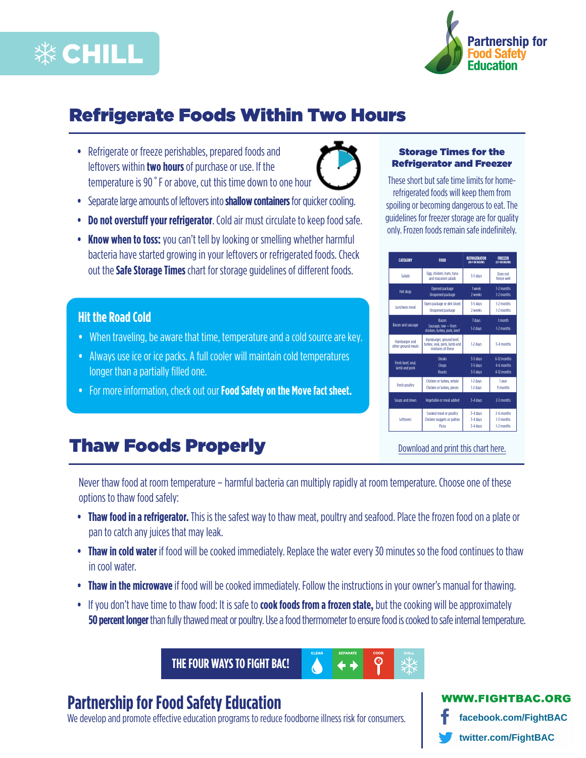# CHILL

Partnership for Food Safety Education

## Refrigerate Foods Within Two Hours

- Refrigerate or freeze perishables, prepared foods and leftovers within **two hours** of purchase or use. If the temperature is 90 ˚F or above, cut this time down to one hour.
- Separate large amounts of leftovers into **shallow containers** for quicker cooling.
- **Do not overstuff your refrigerator**. Cold air must circulate to keep food safe.
- **Know when to toss:** you can't tell by looking or smelling whether harmful bacteria have started growing in your leftovers or refrigerated foods. Check out the **Safe Storage Times** chart for storage guidelines of different foods.

### Hit the Road Cold

- When traveling, be aware that time, temperature and a cold source are key.
- Always use ice or ice packs. A full cooler will maintain cold temperatures longer than a partially filled one.
- For more information, check out our **Food Safety on the Move fact sheet.**

### Storage Times for the Refrigerator and Freezer

These short but safe time limits for home-refrigerated foods will keep them from spoiling or becoming dangerous to eat. The guidelines for freezer storage are for quality only. Frozen foods remain safe indefinitely.

| CATEGORY | FOOD | REFRIGERATOR (40 °F OR BELOW) | FREEZER (0 °F OR BELOW) |
|---|---|---|---|
| Salads | Egg, chicken, ham, tuna and macaroni salads | 3-5 days | Does not freeze well |
| Hot dogs | Opened package<br>Unopened package | 1 week<br>2 weeks | 1-2 months<br>1-2 months |
| Luncheon meat | Open package or deli sliced<br>Unopened package | 3-5 days<br>2 weeks | 1-2 months<br>1-2 months |
| Bacon and sausage | Bacon<br>Sausage, raw — from chicken, turkey, pork, beef | 7 days<br>1-2 days | 1 month<br>1-2 months |
| Hamburger and other ground meats | Hamburger, ground beef, turkey, veal, pork, lamb and mixtures of these | 1-2 days | 3-4 months |
| Fresh beef, veal, lamb and pork | Steaks<br>Chops<br>Roasts | 3-5 days<br>3-5 days<br>3-5 days | 6-12 months<br>4-6 months<br>4-12 months |
| Fresh poultry | Chicken or turkey, whole<br>Chicken or turkey, pieces | 1-2 days<br>1-2 days | 1 year<br>9 months |
| Soups and stews | Vegetable or meat added | 3-4 days | 2-3 months |
| Leftovers | Cooked meat or poultry<br>Chicken nuggets or patties<br>Pizza | 3-4 days<br>3-4 days<br>3-4 days | 2-6 months<br>1-3 months<br>1-2 months |

Download and print this chart here.

## Thaw Foods Properly

Never thaw food at room temperature – harmful bacteria can multiply rapidly at room temperature. Choose one of these options to thaw food safely:

- **Thaw food in a refrigerator.** This is the safest way to thaw meat, poultry and seafood. Place the frozen food on a plate or pan to catch any juices that may leak.
- **Thaw in cold water** if food will be cooked immediately. Replace the water every 30 minutes so the food continues to thaw in cool water.
- **Thaw in the microwave** if food will be cooked immediately. Follow the instructions in your owner's manual for thawing.
- If you don't have time to thaw food: It is safe to **cook foods from a frozen state,** but the cooking will be approximately **50 percent longer** than fully thawed meat or poultry. Use a food thermometer to ensure food is cooked to safe internal temperature.

THE FOUR WAYS TO FIGHT BAC! CLEAN SEPARATE COOK CHILL

## Partnership for Food Safety Education

We develop and promote effective education programs to reduce foodborne illness risk for consumers.

WWW.FIGHTBAC.ORG

facebook.com/FightBAC

twitter.com/FightBAC